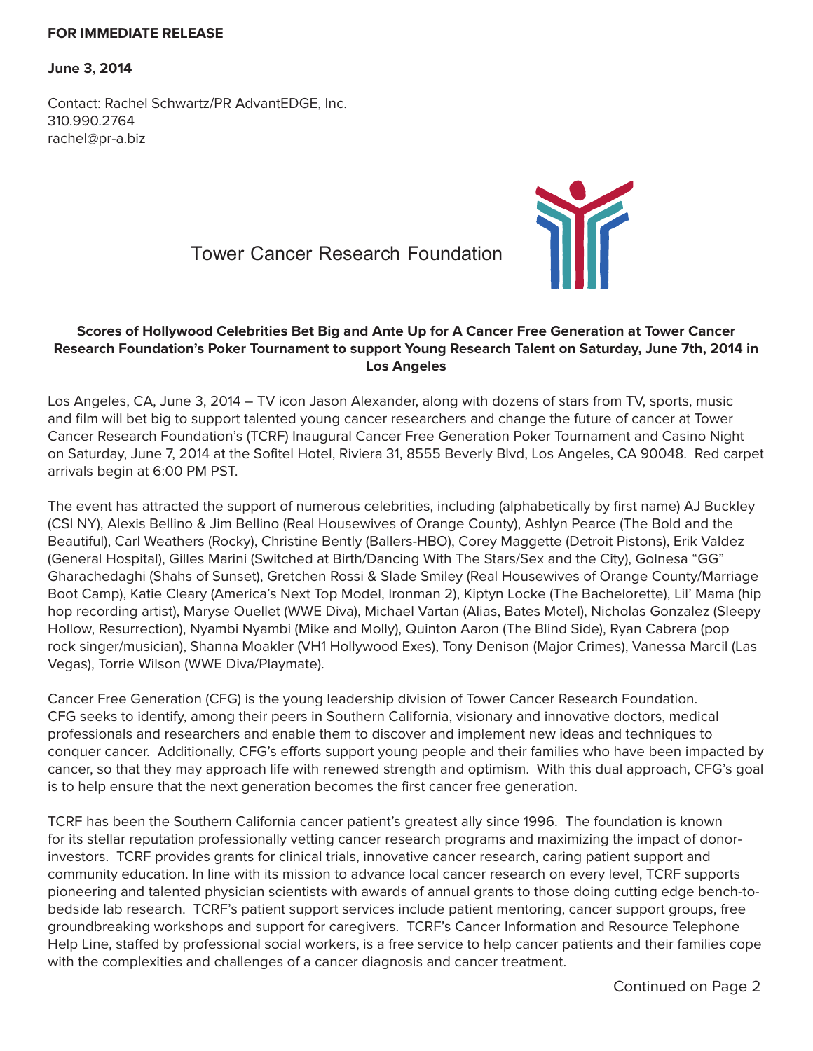**FOR IMMEDIATE RELEASE**

**June 3, 2014**

Contact: Rachel Schwartz/PR AdvantEDGE, Inc.
310.990.2764
rachel@pr-a.biz

Tower Cancer Research Foundation

**Scores of Hollywood Celebrities Bet Big and Ante Up for A Cancer Free Generation at Tower Cancer Research Foundation's Poker Tournament to support Young Research Talent on Saturday, June 7th, 2014 in Los Angeles**

Los Angeles, CA, June 3, 2014 – TV icon Jason Alexander, along with dozens of stars from TV, sports, music and film will bet big to support talented young cancer researchers and change the future of cancer at Tower Cancer Research Foundation's (TCRF) Inaugural Cancer Free Generation Poker Tournament and Casino Night on Saturday, June 7, 2014 at the Sofitel Hotel, Riviera 31, 8555 Beverly Blvd, Los Angeles, CA 90048. Red carpet arrivals begin at 6:00 PM PST.

The event has attracted the support of numerous celebrities, including (alphabetically by first name) AJ Buckley (CSI NY), Alexis Bellino & Jim Bellino (Real Housewives of Orange County), Ashlyn Pearce (The Bold and the Beautiful), Carl Weathers (Rocky), Christine Bently (Ballers-HBO), Corey Maggette (Detroit Pistons), Erik Valdez (General Hospital), Gilles Marini (Switched at Birth/Dancing With The Stars/Sex and the City), Golnesa "GG" Gharachedaghi (Shahs of Sunset), Gretchen Rossi & Slade Smiley (Real Housewives of Orange County/Marriage Boot Camp), Katie Cleary (America's Next Top Model, Ironman 2), Kiptyn Locke (The Bachelorette), Lil' Mama (hip hop recording artist), Maryse Ouellet (WWE Diva), Michael Vartan (Alias, Bates Motel), Nicholas Gonzalez (Sleepy Hollow, Resurrection), Nyambi Nyambi (Mike and Molly), Quinton Aaron (The Blind Side), Ryan Cabrera (pop rock singer/musician), Shanna Moakler (VH1 Hollywood Exes), Tony Denison (Major Crimes), Vanessa Marcil (Las Vegas), Torrie Wilson (WWE Diva/Playmate).

Cancer Free Generation (CFG) is the young leadership division of Tower Cancer Research Foundation. CFG seeks to identify, among their peers in Southern California, visionary and innovative doctors, medical professionals and researchers and enable them to discover and implement new ideas and techniques to conquer cancer. Additionally, CFG's efforts support young people and their families who have been impacted by cancer, so that they may approach life with renewed strength and optimism. With this dual approach, CFG's goal is to help ensure that the next generation becomes the first cancer free generation.

TCRF has been the Southern California cancer patient's greatest ally since 1996. The foundation is known for its stellar reputation professionally vetting cancer research programs and maximizing the impact of donor-investors. TCRF provides grants for clinical trials, innovative cancer research, caring patient support and community education. In line with its mission to advance local cancer research on every level, TCRF supports pioneering and talented physician scientists with awards of annual grants to those doing cutting edge bench-to-bedside lab research. TCRF's patient support services include patient mentoring, cancer support groups, free groundbreaking workshops and support for caregivers. TCRF's Cancer Information and Resource Telephone Help Line, staffed by professional social workers, is a free service to help cancer patients and their families cope with the complexities and challenges of a cancer diagnosis and cancer treatment.

Continued on Page 2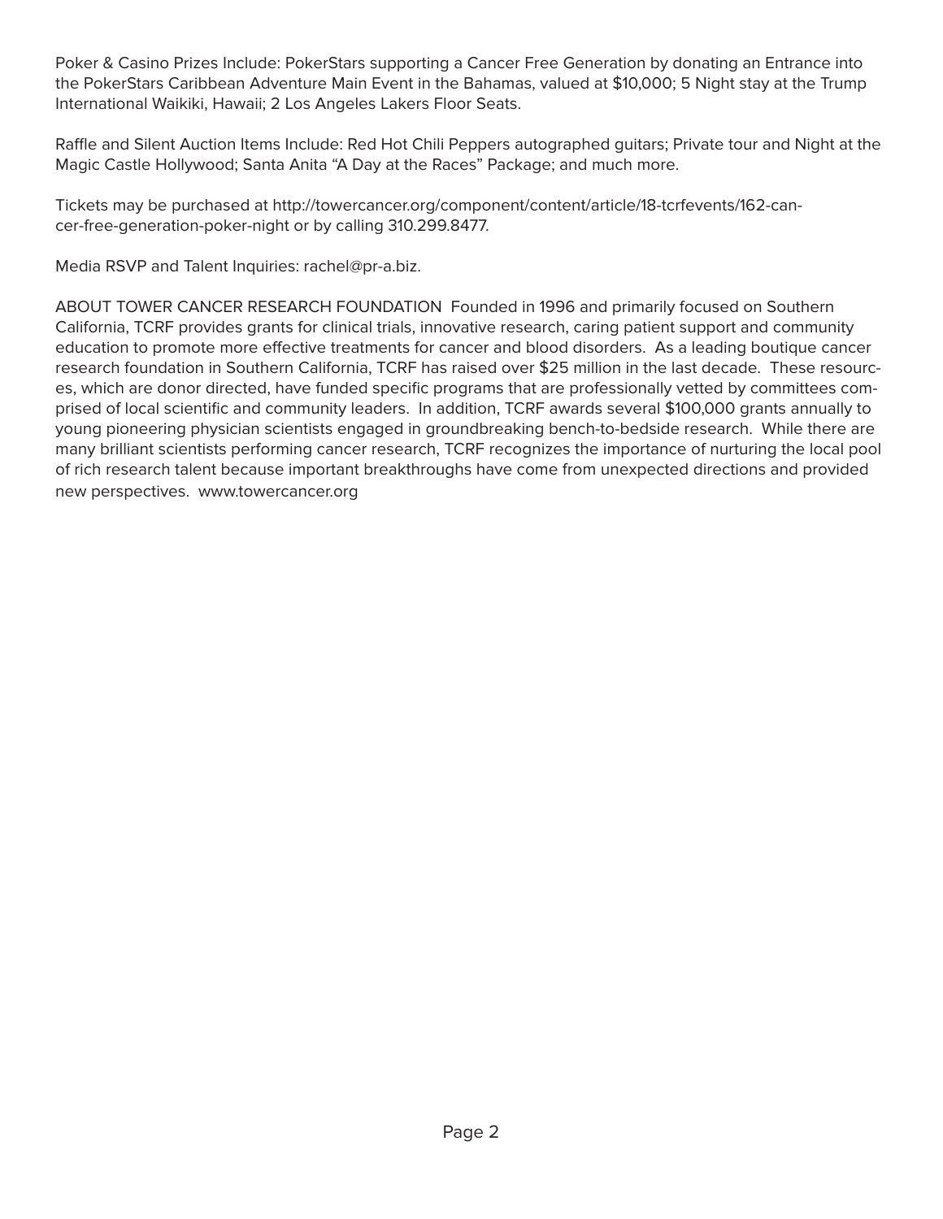Poker & Casino Prizes Include: PokerStars supporting a Cancer Free Generation by donating an Entrance into the PokerStars Caribbean Adventure Main Event in the Bahamas, valued at $10,000; 5 Night stay at the Trump International Waikiki, Hawaii; 2 Los Angeles Lakers Floor Seats.

Raffle and Silent Auction Items Include: Red Hot Chili Peppers autographed guitars; Private tour and Night at the Magic Castle Hollywood; Santa Anita "A Day at the Races" Package; and much more.

Tickets may be purchased at http://towercancer.org/component/content/article/18-tcrfevents/162-cancer-free-generation-poker-night or by calling 310.299.8477.

Media RSVP and Talent Inquiries: rachel@pr-a.biz.

ABOUT TOWER CANCER RESEARCH FOUNDATION Founded in 1996 and primarily focused on Southern California, TCRF provides grants for clinical trials, innovative research, caring patient support and community education to promote more effective treatments for cancer and blood disorders. As a leading boutique cancer research foundation in Southern California, TCRF has raised over $25 million in the last decade. These resources, which are donor directed, have funded specific programs that are professionally vetted by committees comprised of local scientific and community leaders. In addition, TCRF awards several $100,000 grants annually to young pioneering physician scientists engaged in groundbreaking bench-to-bedside research. While there are many brilliant scientists performing cancer research, TCRF recognizes the importance of nurturing the local pool of rich research talent because important breakthroughs have come from unexpected directions and provided new perspectives. www.towercancer.org